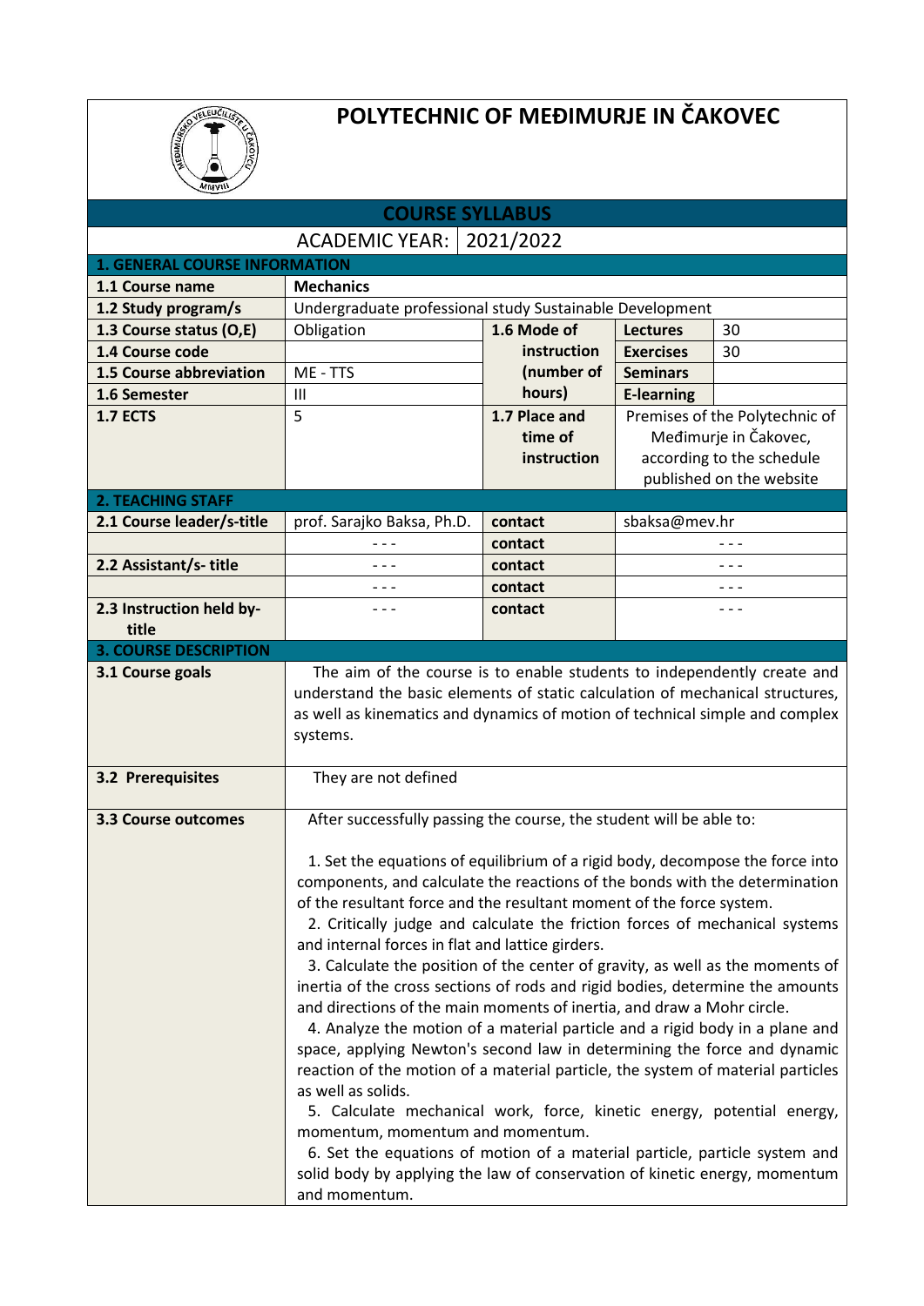# POLYTECHNIC OF MEĐIMURJE IN ČAKOVEC

## COURSE SYLLABUS

| ACADEMIC YEAR: | 2021/2022 |
|---|---|

### 1. GENERAL COURSE INFORMATION

| | | | | |
|---|---|---|---|---|
| **1.1 Course name** | **Mechanics** | | | |
| **1.2 Study program/s** | Undergraduate professional study Sustainable Development | | | |
| **1.3 Course status (O,E)** | Obligation | **1.6 Mode of instruction (number of hours)** | **Lectures** | 30 |
| **1.4 Course code** | | | **Exercises** | 30 |
| **1.5 Course abbreviation** | ME - TTS | | **Seminars** | |
| **1.6 Semester** | III | | **E-learning** | |
| **1.7 ECTS** | 5 | **1.7 Place and time of instruction** | Premises of the Polytechnic of Međimurje in Čakovec, according to the schedule published on the website | |

### 2. TEACHING STAFF

| | | | |
|---|---|---|---|
| **2.1 Course leader/s-title** | prof. Sarajko Baksa, Ph.D. | **contact** | sbaksa@mev.hr |
| | - - - | **contact** | - - - |
| **2.2 Assistant/s- title** | - - - | **contact** | - - - |
| | - - - | **contact** | - - - |
| **2.3 Instruction held by-title** | - - - | **contact** | - - - |

### 3. COURSE DESCRIPTION

**3.1 Course goals**

The aim of the course is to enable students to independently create and understand the basic elements of static calculation of mechanical structures, as well as kinematics and dynamics of motion of technical simple and complex systems.

**3.2 Prerequisites**

They are not defined

**3.3 Course outcomes**

After successfully passing the course, the student will be able to:

1. Set the equations of equilibrium of a rigid body, decompose the force into components, and calculate the reactions of the bonds with the determination of the resultant force and the resultant moment of the force system.
2. Critically judge and calculate the friction forces of mechanical systems and internal forces in flat and lattice girders.
3. Calculate the position of the center of gravity, as well as the moments of inertia of the cross sections of rods and rigid bodies, determine the amounts and directions of the main moments of inertia, and draw a Mohr circle.
4. Analyze the motion of a material particle and a rigid body in a plane and space, applying Newton's second law in determining the force and dynamic reaction of the motion of a material particle, the system of material particles as well as solids.
5. Calculate mechanical work, force, kinetic energy, potential energy, momentum, momentum and momentum.
6. Set the equations of motion of a material particle, particle system and solid body by applying the law of conservation of kinetic energy, momentum and momentum.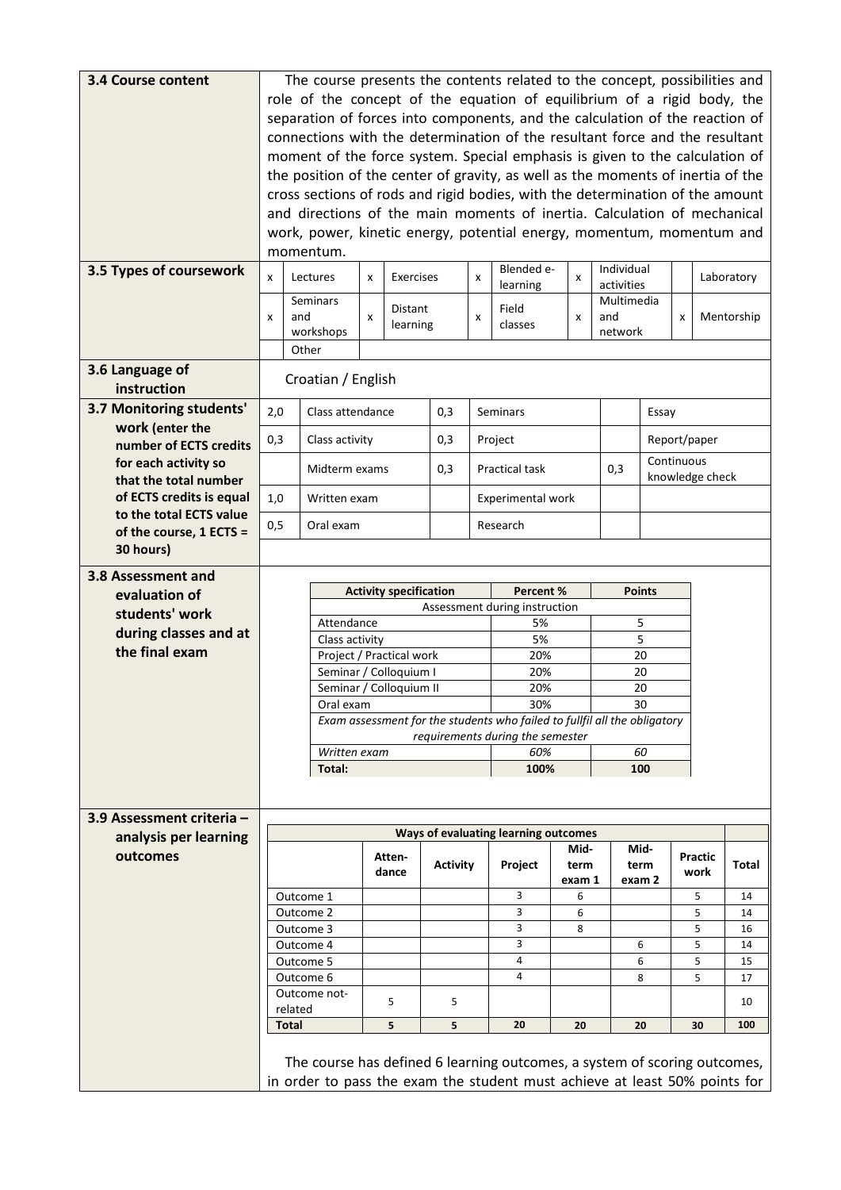**3.4 Course content**

The course presents the contents related to the concept, possibilities and role of the concept of the equation of equilibrium of a rigid body, the separation of forces into components, and the calculation of the reaction of connections with the determination of the resultant force and the resultant moment of the force system. Special emphasis is given to the calculation of the position of the center of gravity, as well as the moments of inertia of the cross sections of rods and rigid bodies, with the determination of the amount and directions of the main moments of inertia. Calculation of mechanical work, power, kinetic energy, potential energy, momentum, momentum and momentum.

**3.5 Types of coursework**

| | | | | | | | | | |
|---|---|---|---|---|---|---|---|---|---|
| x | Lectures | x | Exercises | x | Blended e-learning | x | Individual activities | | Laboratory |
| x | Seminars and workshops | x | Distant learning | x | Field classes | x | Multimedia and network | x | Mentorship |
| | Other | | | | | | | | |

**3.6 Language of instruction**

Croatian / English

**3.7 Monitoring students' work (enter the number of ECTS credits for each activity so that the total number of ECTS credits is equal to the total ECTS value of the course, 1 ECTS = 30 hours)**

| | | | | | |
|---|---|---|---|---|---|
| 2,0 | Class attendance | 0,3 | Seminars | | Essay |
| 0,3 | Class activity | 0,3 | Project | | Report/paper |
| | Midterm exams | 0,3 | Practical task | 0,3 | Continuous knowledge check |
| 1,0 | Written exam | | Experimental work | | |
| 0,5 | Oral exam | | Research | | |

**3.8 Assessment and evaluation of students' work during classes and at the final exam**

| Activity specification | Percent % | Points |
|---|---|---|
| Assessment during instruction | | |
| Attendance | 5% | 5 |
| Class activity | 5% | 5 |
| Project / Practical work | 20% | 20 |
| Seminar / Colloquium I | 20% | 20 |
| Seminar / Colloquium II | 20% | 20 |
| Oral exam | 30% | 30 |
| *Exam assessment for the students who failed to fullfil all the obligatory requirements during the semester* | | |
| *Written exam* | *60%* | *60* |
| **Total:** | **100%** | **100** |

**3.9 Assessment criteria – analysis per learning outcomes**

| Ways of evaluating learning outcomes | | | | | | | |
|---|---|---|---|---|---|---|---|
| | Atten-dance | Activity | Project | Mid-term exam 1 | Mid-term exam 2 | Practic work | Total |
| Outcome 1 | | | 3 | 6 | | 5 | 14 |
| Outcome 2 | | | 3 | 6 | | 5 | 14 |
| Outcome 3 | | | 3 | 8 | | 5 | 16 |
| Outcome 4 | | | 3 | | 6 | 5 | 14 |
| Outcome 5 | | | 4 | | 6 | 5 | 15 |
| Outcome 6 | | | 4 | | 8 | 5 | 17 |
| Outcome not-related | 5 | 5 | | | | | 10 |
| **Total** | **5** | **5** | **20** | **20** | **20** | **30** | **100** |

The course has defined 6 learning outcomes, a system of scoring outcomes, in order to pass the exam the student must achieve at least 50% points for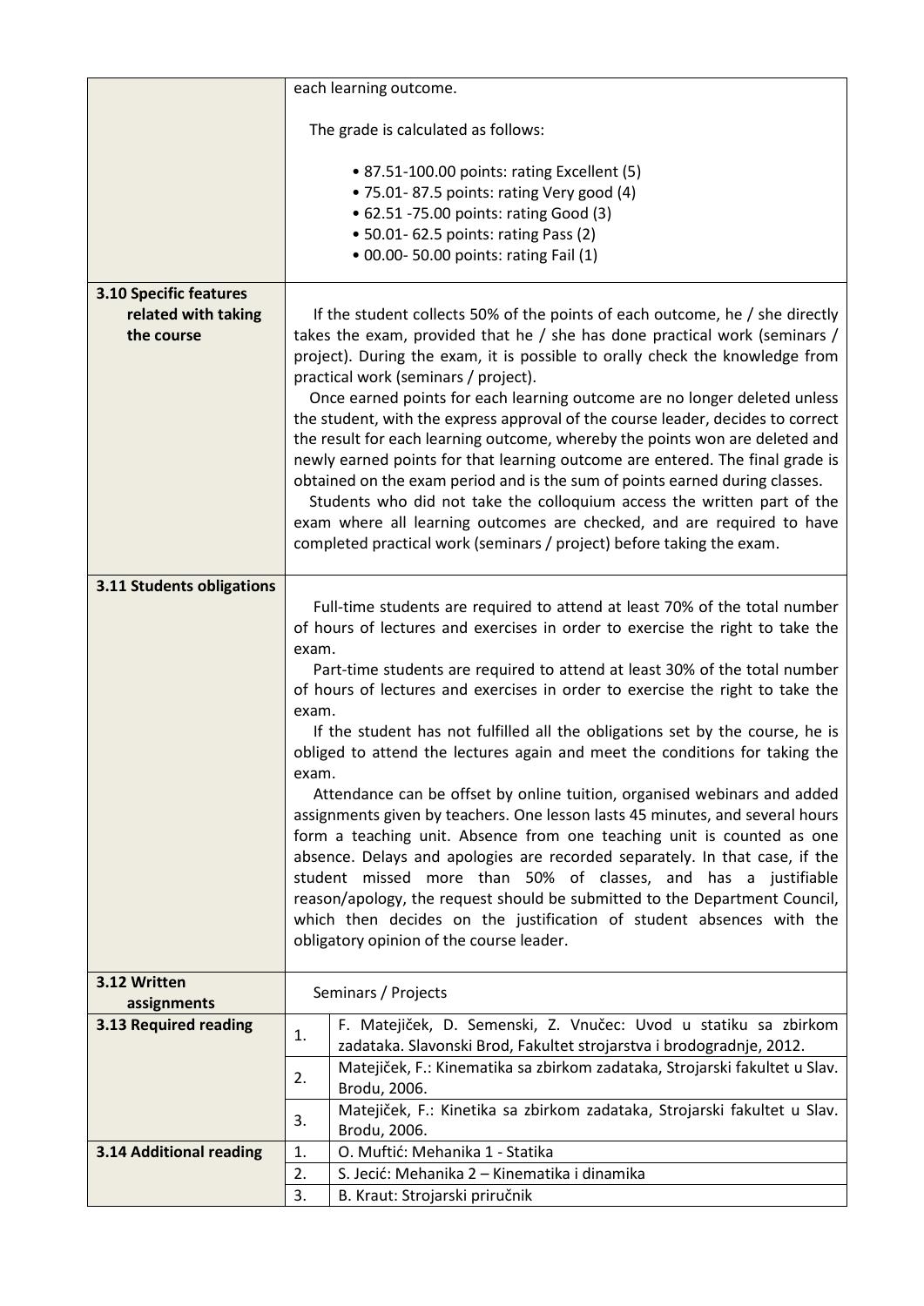| | | |
|---|---|---|
| | each learning outcome.<br><br>The grade is calculated as follows:<br><br>• 87.51-100.00 points: rating Excellent (5)<br>• 75.01- 87.5 points: rating Very good (4)<br>• 62.51 -75.00 points: rating Good (3)<br>• 50.01- 62.5 points: rating Pass (2)<br>• 00.00- 50.00 points: rating Fail (1) | |
| **3.10 Specific features related with taking the course** | If the student collects 50% of the points of each outcome, he / she directly takes the exam, provided that he / she has done practical work (seminars / project). During the exam, it is possible to orally check the knowledge from practical work (seminars / project).<br>Once earned points for each learning outcome are no longer deleted unless the student, with the express approval of the course leader, decides to correct the result for each learning outcome, whereby the points won are deleted and newly earned points for that learning outcome are entered. The final grade is obtained on the exam period and is the sum of points earned during classes.<br>Students who did not take the colloquium access the written part of the exam where all learning outcomes are checked, and are required to have completed practical work (seminars / project) before taking the exam. | |
| **3.11 Students obligations** | Full-time students are required to attend at least 70% of the total number of hours of lectures and exercises in order to exercise the right to take the exam.<br>Part-time students are required to attend at least 30% of the total number of hours of lectures and exercises in order to exercise the right to take the exam.<br>If the student has not fulfilled all the obligations set by the course, he is obliged to attend the lectures again and meet the conditions for taking the exam.<br>Attendance can be offset by online tuition, organised webinars and added assignments given by teachers. One lesson lasts 45 minutes, and several hours form a teaching unit. Absence from one teaching unit is counted as one absence. Delays and apologies are recorded separately. In that case, if the student missed more than 50% of classes, and has a justifiable reason/apology, the request should be submitted to the Department Council, which then decides on the justification of student absences with the obligatory opinion of the course leader. | |
| **3.12 Written assignments** | Seminars / Projects | |
| **3.13 Required reading** | 1. | F. Matejiček, D. Semenski, Z. Vnučec: Uvod u statiku sa zbirkom zadataka. Slavonski Brod, Fakultet strojarstva i brodogradnje, 2012. |
| | 2. | Matejiček, F.: Kinematika sa zbirkom zadataka, Strojarski fakultet u Slav. Brodu, 2006. |
| | 3. | Matejiček, F.: Kinetika sa zbirkom zadataka, Strojarski fakultet u Slav. Brodu, 2006. |
| **3.14 Additional reading** | 1. | O. Muftić: Mehanika 1 - Statika |
| | 2. | S. Jecić: Mehanika 2 – Kinematika i dinamika |
| | 3. | B. Kraut: Strojarski priručnik |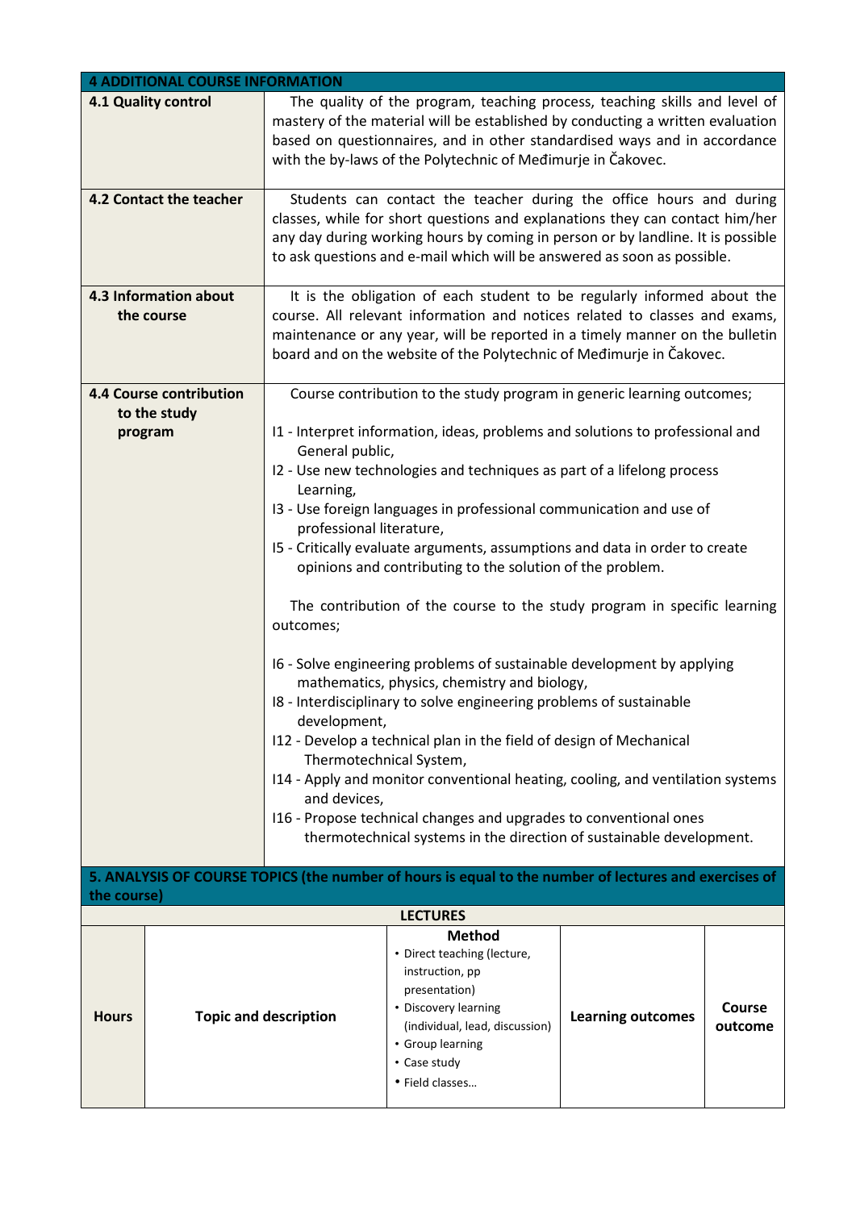| 4 ADDITIONAL COURSE INFORMATION | |
|---|---|
| **4.1 Quality control** | The quality of the program, teaching process, teaching skills and level of mastery of the material will be established by conducting a written evaluation based on questionnaires, and in other standardised ways and in accordance with the by-laws of the Polytechnic of Međimurje in Čakovec. |
| **4.2 Contact the teacher** | Students can contact the teacher during the office hours and during classes, while for short questions and explanations they can contact him/her any day during working hours by coming in person or by landline. It is possible to ask questions and e-mail which will be answered as soon as possible. |
| **4.3 Information about the course** | It is the obligation of each student to be regularly informed about the course. All relevant information and notices related to classes and exams, maintenance or any year, will be reported in a timely manner on the bulletin board and on the website of the Polytechnic of Međimurje in Čakovec. |
| **4.4 Course contribution to the study program** | Course contribution to the study program in generic learning outcomes;<br><br>I1 - Interpret information, ideas, problems and solutions to professional and General public,<br>I2 - Use new technologies and techniques as part of a lifelong process Learning,<br>I3 - Use foreign languages in professional communication and use of professional literature,<br>I5 - Critically evaluate arguments, assumptions and data in order to create opinions and contributing to the solution of the problem.<br><br>The contribution of the course to the study program in specific learning outcomes;<br><br>I6 - Solve engineering problems of sustainable development by applying mathematics, physics, chemistry and biology,<br>I8 - Interdisciplinary to solve engineering problems of sustainable development,<br>I12 - Develop a technical plan in the field of design of Mechanical Thermotechnical System,<br>I14 - Apply and monitor conventional heating, cooling, and ventilation systems and devices,<br>I16 - Propose technical changes and upgrades to conventional ones thermotechnical systems in the direction of sustainable development. |

**5. ANALYSIS OF COURSE TOPICS (the number of hours is equal to the number of lectures and exercises of the course)**

**LECTURES**

| Hours | Topic and description | Method<br>• Direct teaching (lecture, instruction, pp presentation)<br>• Discovery learning (individual, lead, discussion)<br>• Group learning<br>• Case study<br>• Field classes… | Learning outcomes | Course outcome |
|---|---|---|---|---|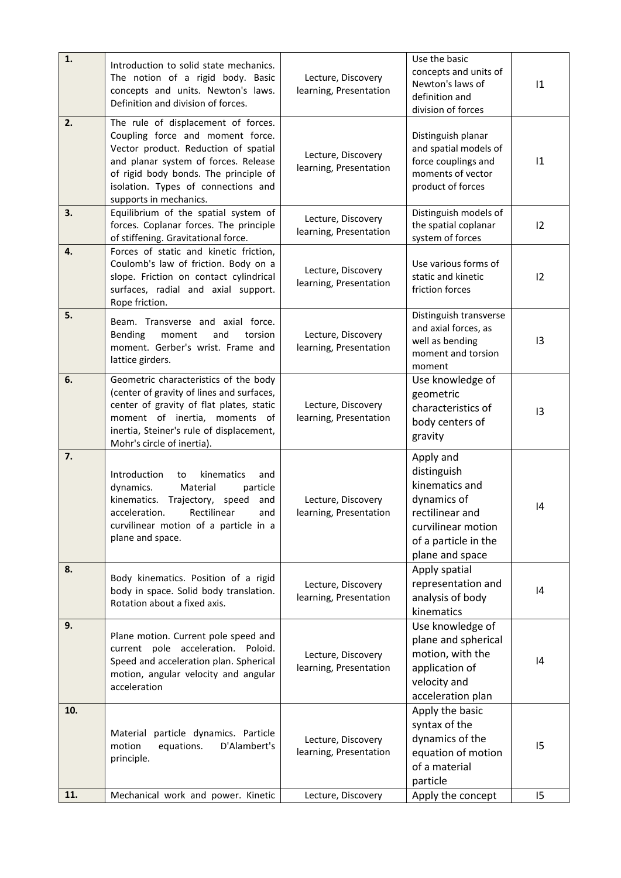| | | | | |
|---|---|---|---|---|
| **1.** | Introduction to solid state mechanics. The notion of a rigid body. Basic concepts and units. Newton's laws. Definition and division of forces. | Lecture, Discovery learning, Presentation | Use the basic concepts and units of Newton's laws of definition and division of forces | I1 |
| **2.** | The rule of displacement of forces. Coupling force and moment force. Vector product. Reduction of spatial and planar system of forces. Release of rigid body bonds. The principle of isolation. Types of connections and supports in mechanics. | Lecture, Discovery learning, Presentation | Distinguish planar and spatial models of force couplings and moments of vector product of forces | I1 |
| **3.** | Equilibrium of the spatial system of forces. Coplanar forces. The principle of stiffening. Gravitational force. | Lecture, Discovery learning, Presentation | Distinguish models of the spatial coplanar system of forces | I2 |
| **4.** | Forces of static and kinetic friction, Coulomb's law of friction. Body on a slope. Friction on contact cylindrical surfaces, radial and axial support. Rope friction. | Lecture, Discovery learning, Presentation | Use various forms of static and kinetic friction forces | I2 |
| **5.** | Beam. Transverse and axial force. Bending moment and torsion moment. Gerber's wrist. Frame and lattice girders. | Lecture, Discovery learning, Presentation | Distinguish transverse and axial forces, as well as bending moment and torsion moment | I3 |
| **6.** | Geometric characteristics of the body (center of gravity of lines and surfaces, center of gravity of flat plates, static moment of inertia, moments of inertia, Steiner's rule of displacement, Mohr's circle of inertia). | Lecture, Discovery learning, Presentation | Use knowledge of geometric characteristics of body centers of gravity | I3 |
| **7.** | Introduction to kinematics and dynamics. Material particle kinematics. Trajectory, speed and acceleration. Rectilinear and curvilinear motion of a particle in a plane and space. | Lecture, Discovery learning, Presentation | Apply and distinguish kinematics and dynamics of rectilinear and curvilinear motion of a particle in the plane and space | I4 |
| **8.** | Body kinematics. Position of a rigid body in space. Solid body translation. Rotation about a fixed axis. | Lecture, Discovery learning, Presentation | Apply spatial representation and analysis of body kinematics | I4 |
| **9.** | Plane motion. Current pole speed and current pole acceleration. Poloid. Speed and acceleration plan. Spherical motion, angular velocity and angular acceleration | Lecture, Discovery learning, Presentation | Use knowledge of plane and spherical motion, with the application of velocity and acceleration plan | I4 |
| **10.** | Material particle dynamics. Particle motion equations. D'Alambert's principle. | Lecture, Discovery learning, Presentation | Apply the basic syntax of the dynamics of the equation of motion of a material particle | I5 |
| **11.** | Mechanical work and power. Kinetic | Lecture, Discovery | Apply the concept | I5 |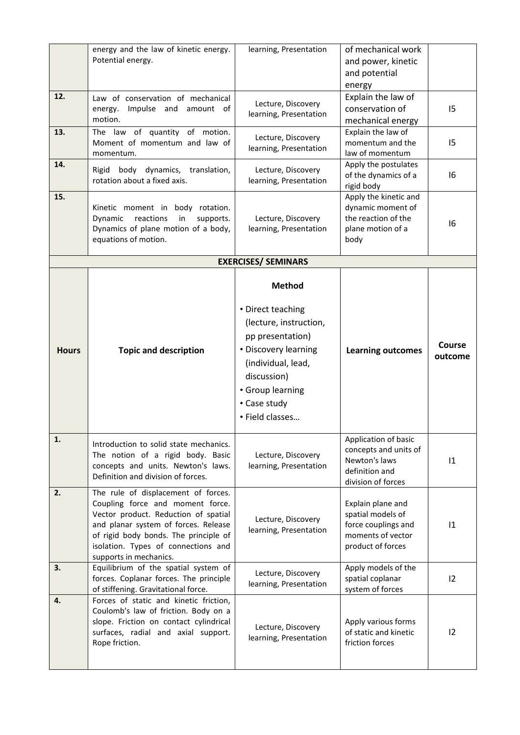| | | | | |
|---|---|---|---|---|
| | energy and the law of kinetic energy. Potential energy. | learning, Presentation | of mechanical work and power, kinetic and potential energy | |
| **12.** | Law of conservation of mechanical energy. Impulse and amount of motion. | Lecture, Discovery learning, Presentation | Explain the law of conservation of mechanical energy | I5 |
| **13.** | The law of quantity of motion. Moment of momentum and law of momentum. | Lecture, Discovery learning, Presentation | Explain the law of momentum and the law of momentum | I5 |
| **14.** | Rigid body dynamics, translation, rotation about a fixed axis. | Lecture, Discovery learning, Presentation | Apply the postulates of the dynamics of a rigid body | I6 |
| **15.** | Kinetic moment in body rotation. Dynamic reactions in supports. Dynamics of plane motion of a body, equations of motion. | Lecture, Discovery learning, Presentation | Apply the kinetic and dynamic moment of the reaction of the plane motion of a body | I6 |

**EXERCISES/ SEMINARS**

| Hours | Topic and description | **Method**<br>• Direct teaching (lecture, instruction, pp presentation)<br>• Discovery learning (individual, lead, discussion)<br>• Group learning<br>• Case study<br>• Field classes… | Learning outcomes | Course outcome |
|---|---|---|---|---|
| **1.** | Introduction to solid state mechanics. The notion of a rigid body. Basic concepts and units. Newton's laws. Definition and division of forces. | Lecture, Discovery learning, Presentation | Application of basic concepts and units of Newton's laws definition and division of forces | I1 |
| **2.** | The rule of displacement of forces. Coupling force and moment force. Vector product. Reduction of spatial and planar system of forces. Release of rigid body bonds. The principle of isolation. Types of connections and supports in mechanics. | Lecture, Discovery learning, Presentation | Explain plane and spatial models of force couplings and moments of vector product of forces | I1 |
| **3.** | Equilibrium of the spatial system of forces. Coplanar forces. The principle of stiffening. Gravitational force. | Lecture, Discovery learning, Presentation | Apply models of the spatial coplanar system of forces | I2 |
| **4.** | Forces of static and kinetic friction, Coulomb's law of friction. Body on a slope. Friction on contact cylindrical surfaces, radial and axial support. Rope friction. | Lecture, Discovery learning, Presentation | Apply various forms of static and kinetic friction forces | I2 |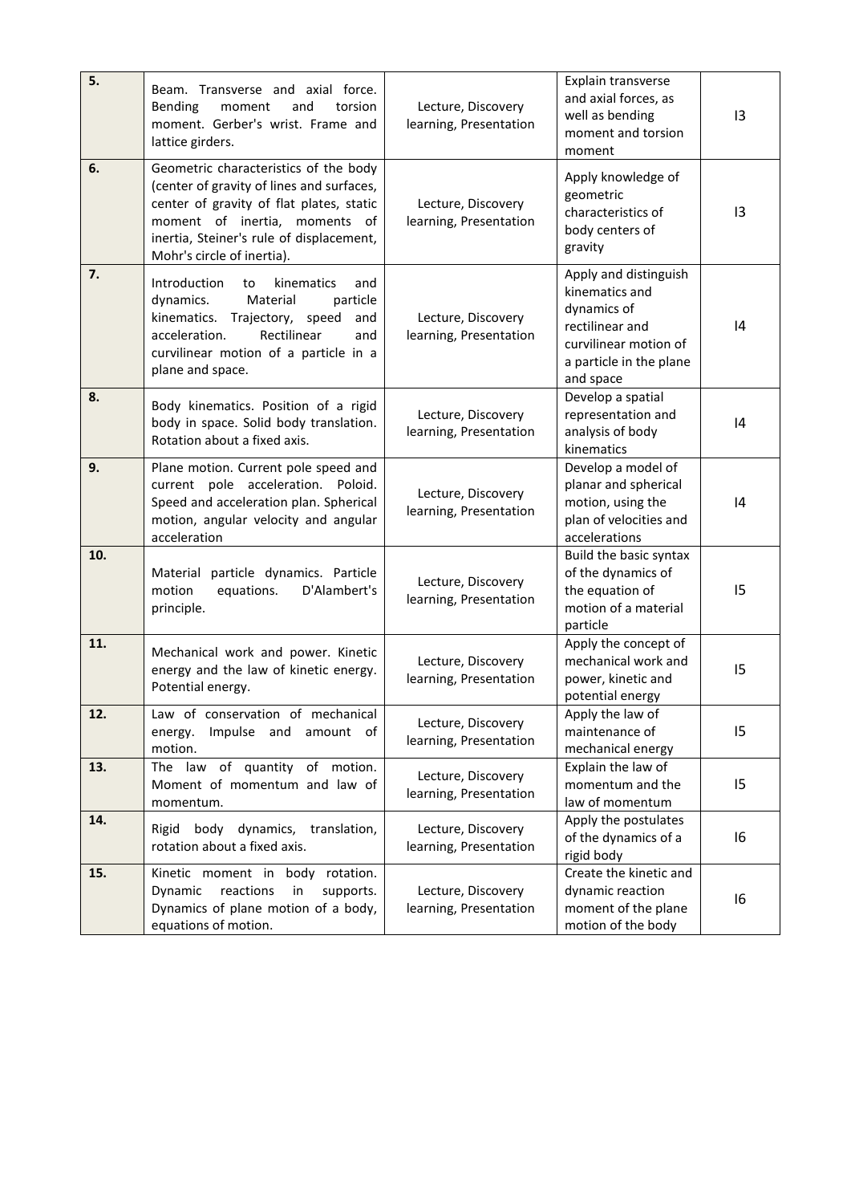| | | | | |
|---|---|---|---|---|
| 5. | Beam. Transverse and axial force. Bending moment and torsion moment. Gerber's wrist. Frame and lattice girders. | Lecture, Discovery learning, Presentation | Explain transverse and axial forces, as well as bending moment and torsion moment | I3 |
| 6. | Geometric characteristics of the body (center of gravity of lines and surfaces, center of gravity of flat plates, static moment of inertia, moments of inertia, Steiner's rule of displacement, Mohr's circle of inertia). | Lecture, Discovery learning, Presentation | Apply knowledge of geometric characteristics of body centers of gravity | I3 |
| 7. | Introduction to kinematics and dynamics. Material particle kinematics. Trajectory, speed and acceleration. Rectilinear and curvilinear motion of a particle in a plane and space. | Lecture, Discovery learning, Presentation | Apply and distinguish kinematics and dynamics of rectilinear and curvilinear motion of a particle in the plane and space | I4 |
| 8. | Body kinematics. Position of a rigid body in space. Solid body translation. Rotation about a fixed axis. | Lecture, Discovery learning, Presentation | Develop a spatial representation and analysis of body kinematics | I4 |
| 9. | Plane motion. Current pole speed and current pole acceleration. Poloid. Speed and acceleration plan. Spherical motion, angular velocity and angular acceleration | Lecture, Discovery learning, Presentation | Develop a model of planar and spherical motion, using the plan of velocities and accelerations | I4 |
| 10. | Material particle dynamics. Particle motion equations. D'Alambert's principle. | Lecture, Discovery learning, Presentation | Build the basic syntax of the dynamics of the equation of motion of a material particle | I5 |
| 11. | Mechanical work and power. Kinetic energy and the law of kinetic energy. Potential energy. | Lecture, Discovery learning, Presentation | Apply the concept of mechanical work and power, kinetic and potential energy | I5 |
| 12. | Law of conservation of mechanical energy. Impulse and amount of motion. | Lecture, Discovery learning, Presentation | Apply the law of maintenance of mechanical energy | I5 |
| 13. | The law of quantity of motion. Moment of momentum and law of momentum. | Lecture, Discovery learning, Presentation | Explain the law of momentum and the law of momentum | I5 |
| 14. | Rigid body dynamics, translation, rotation about a fixed axis. | Lecture, Discovery learning, Presentation | Apply the postulates of the dynamics of a rigid body | I6 |
| 15. | Kinetic moment in body rotation. Dynamic reactions in supports. Dynamics of plane motion of a body, equations of motion. | Lecture, Discovery learning, Presentation | Create the kinetic and dynamic reaction moment of the plane motion of the body | I6 |